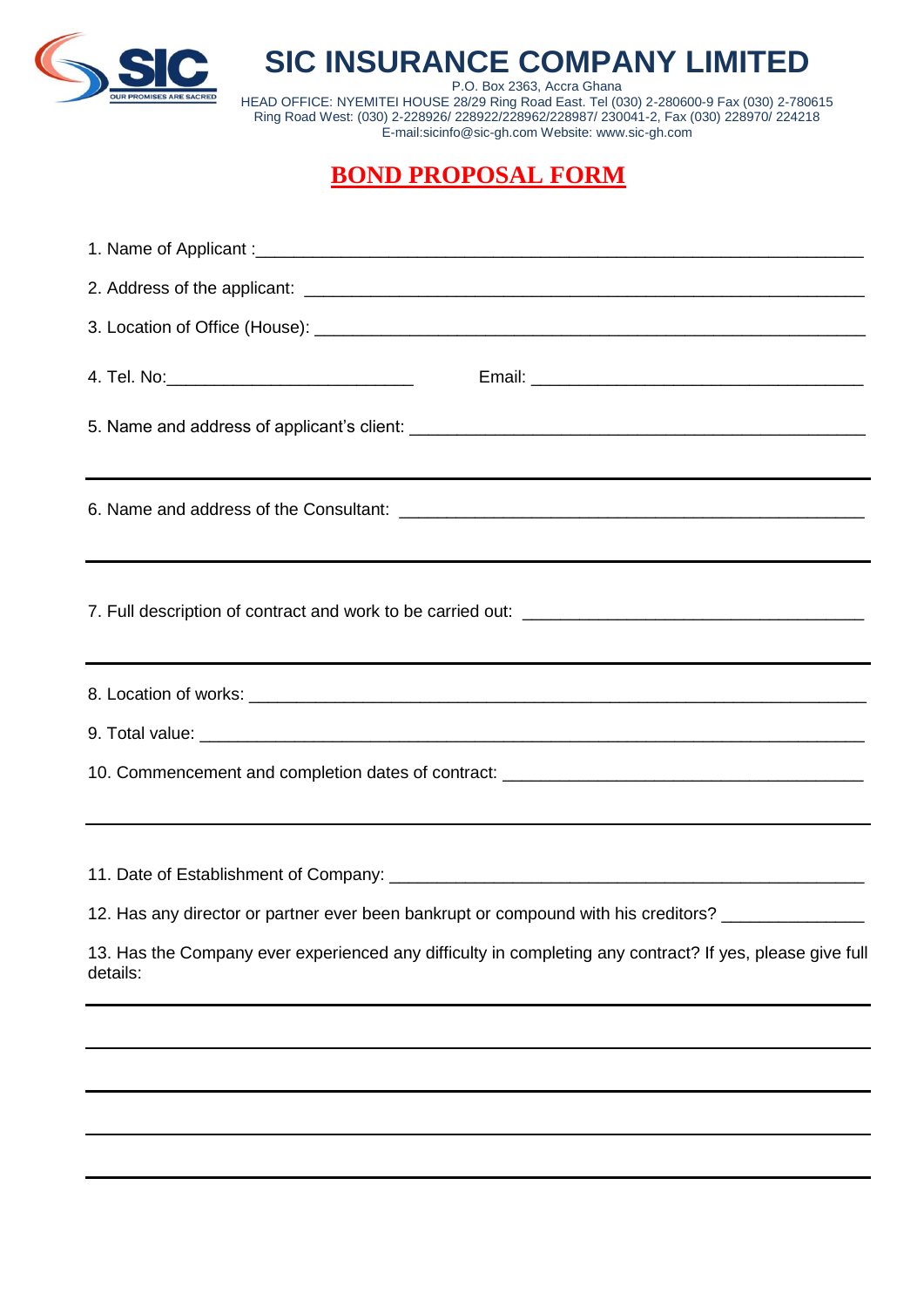# SIC INSURANCE COMPANY LIMITED

P.O. Box 2363, Accra Ghana
HEAD OFFICE: NYEMITEI HOUSE 28/29 Ring Road East. Tel (030) 2-280600-9 Fax (030) 2-780615
Ring Road West: (030) 2-228926/ 228922/228962/228987/ 230041-2, Fax (030) 228970/ 224218
E-mail:sicinfo@sic-gh.com Website: www.sic-gh.com

## BOND PROPOSAL FORM

1. Name of Applicant :______________________________________________________________

2. Address of the applicant: ________________________________________________________

3. Location of Office (House): ______________________________________________________

4. Tel. No:________________________ Email: ________________________________

5. Name and address of applicant's client: ____________________________________________

______________________________________________________________________________

6. Name and address of the Consultant: ______________________________________________

______________________________________________________________________________

7. Full description of contract and work to be carried out: ________________________________

______________________________________________________________________________

8. Location of works: _____________________________________________________________

9. Total value: __________________________________________________________________

10. Commencement and completion dates of contract: __________________________________

______________________________________________________________________________

11. Date of Establishment of Company: _______________________________________________

12. Has any director or partner ever been bankrupt or compound with his creditors? ______________

13. Has the Company ever experienced any difficulty in completing any contract? If yes, please give full details:

______________________________________________________________________________

______________________________________________________________________________

______________________________________________________________________________

______________________________________________________________________________

______________________________________________________________________________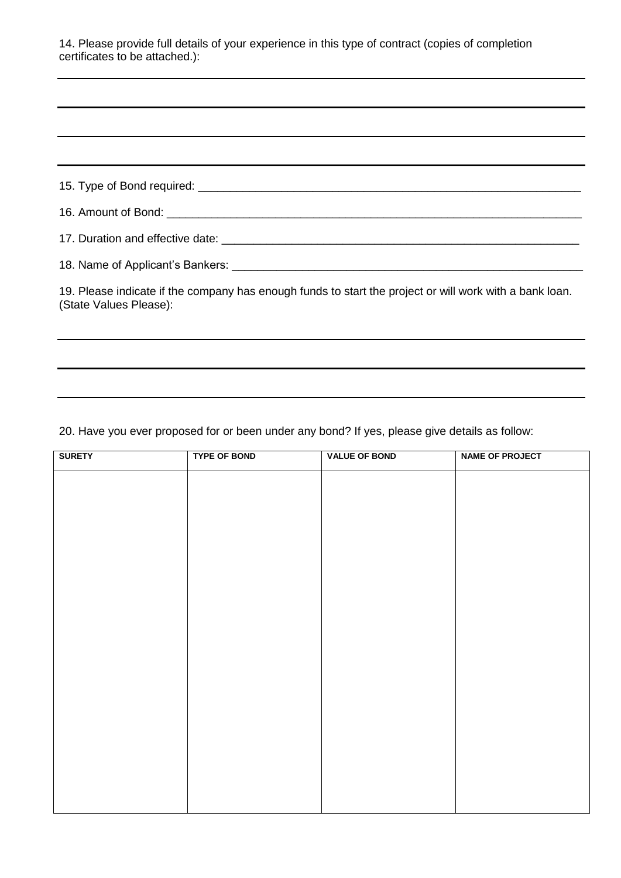14. Please provide full details of your experience in this type of contract (copies of completion certificates to be attached.):

______________________________________________________________________________

______________________________________________________________________________

______________________________________________________________________________

______________________________________________________________________________

15. Type of Bond required: ______________________________________________________________

16. Amount of Bond: ___________________________________________________________________

17. Duration and effective date: __________________________________________________________

18. Name of Applicant's Bankers: _________________________________________________________

19. Please indicate if the company has enough funds to start the project or will work with a bank loan. (State Values Please):

______________________________________________________________________________

______________________________________________________________________________

______________________________________________________________________________

20. Have you ever proposed for or been under any bond? If yes, please give details as follow:

| SURETY | TYPE OF BOND | VALUE OF BOND | NAME OF PROJECT |
|---|---|---|---|
| | | | |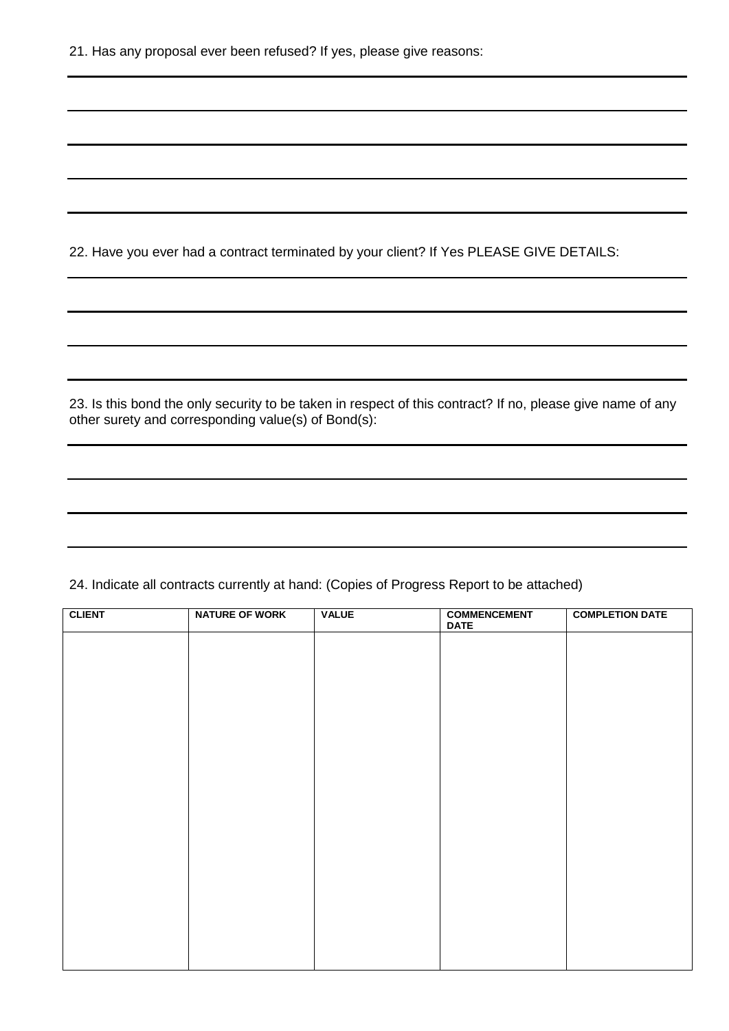21. Has any proposal ever been refused? If yes, please give reasons:

22. Have you ever had a contract terminated by your client? If Yes PLEASE GIVE DETAILS:

23. Is this bond the only security to be taken in respect of this contract? If no, please give name of any other surety and corresponding value(s) of Bond(s):

24. Indicate all contracts currently at hand: (Copies of Progress Report to be attached)

| CLIENT | NATURE OF WORK | VALUE | COMMENCEMENT DATE | COMPLETION DATE |
|---|---|---|---|---|
| | | | | |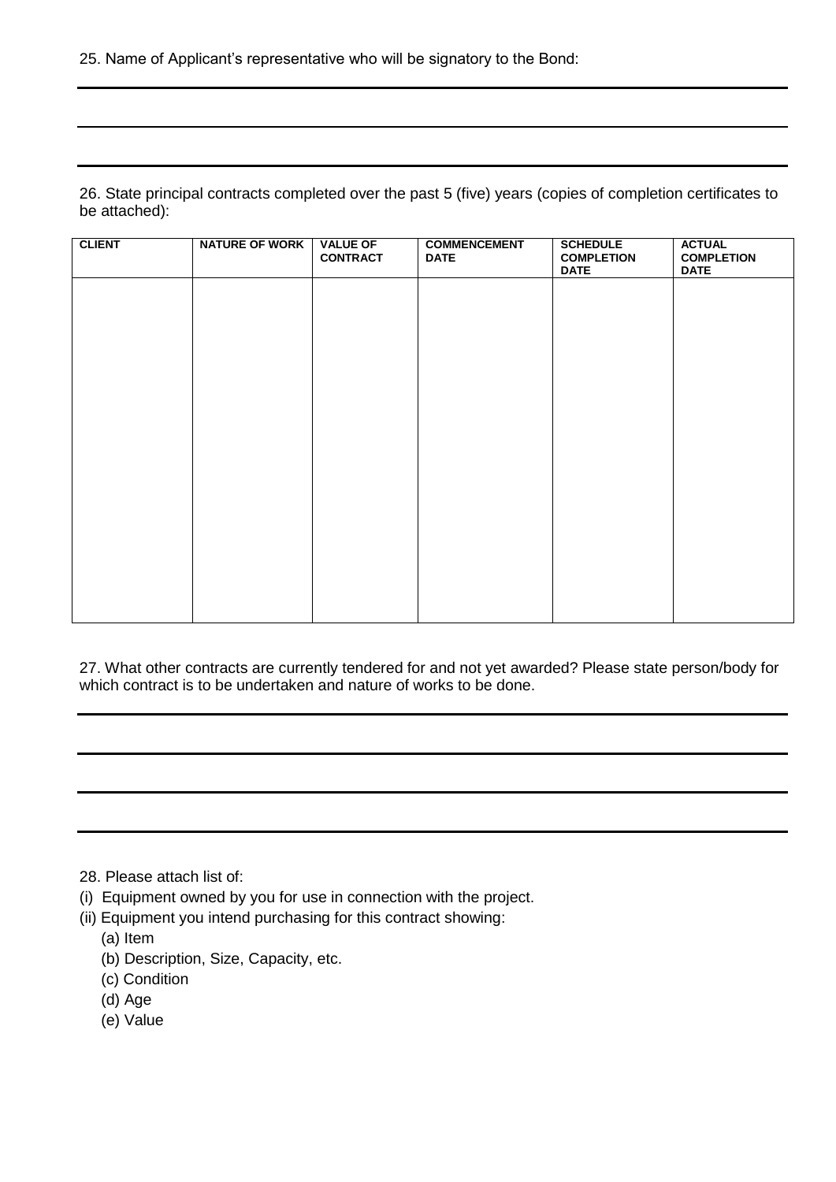25. Name of Applicant's representative who will be signatory to the Bond:

26. State principal contracts completed over the past 5 (five) years (copies of completion certificates to be attached):

| CLIENT | NATURE OF WORK | VALUE OF CONTRACT | COMMENCEMENT DATE | SCHEDULE COMPLETION DATE | ACTUAL COMPLETION DATE |
|---|---|---|---|---|---|
| | | | | | |

27. What other contracts are currently tendered for and not yet awarded? Please state person/body for which contract is to be undertaken and nature of works to be done.

28. Please attach list of:

(i) Equipment owned by you for use in connection with the project.

(ii) Equipment you intend purchasing for this contract showing:

(a) Item

(b) Description, Size, Capacity, etc.

(c) Condition

(d) Age

(e) Value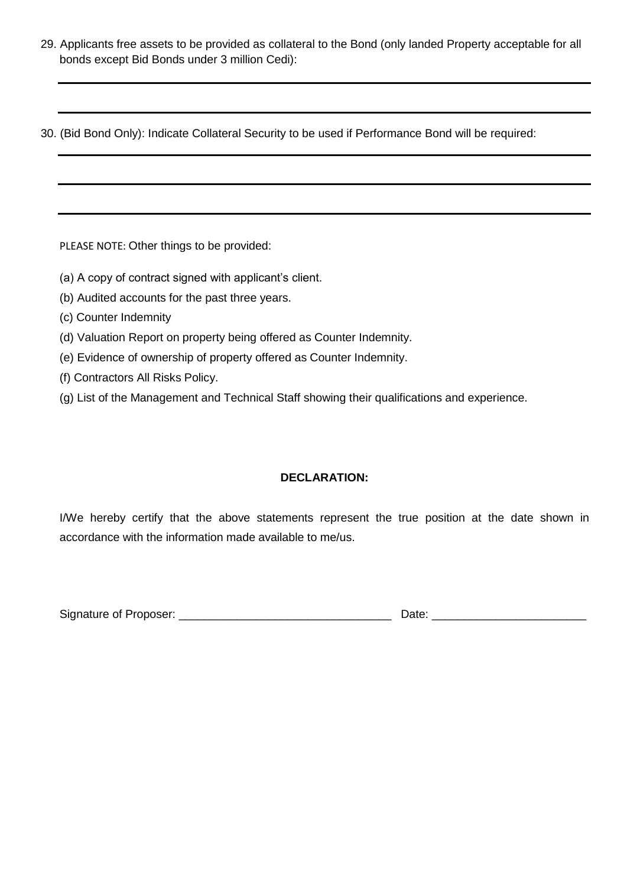29. Applicants free assets to be provided as collateral to the Bond (only landed Property acceptable for all bonds except Bid Bonds under 3 million Cedi):

___________________________________________________________________________

___________________________________________________________________________

30. (Bid Bond Only): Indicate Collateral Security to be used if Performance Bond will be required:

___________________________________________________________________________

___________________________________________________________________________

___________________________________________________________________________

PLEASE NOTE: Other things to be provided:

(a) A copy of contract signed with applicant's client.

(b) Audited accounts for the past three years.

(c) Counter Indemnity

(d) Valuation Report on property being offered as Counter Indemnity.

(e) Evidence of ownership of property offered as Counter Indemnity.

(f) Contractors All Risks Policy.

(g) List of the Management and Technical Staff showing their qualifications and experience.

**DECLARATION:**

I/We hereby certify that the above statements represent the true position at the date shown in accordance with the information made available to me/us.

Signature of Proposer: _________________________________ Date: ________________________